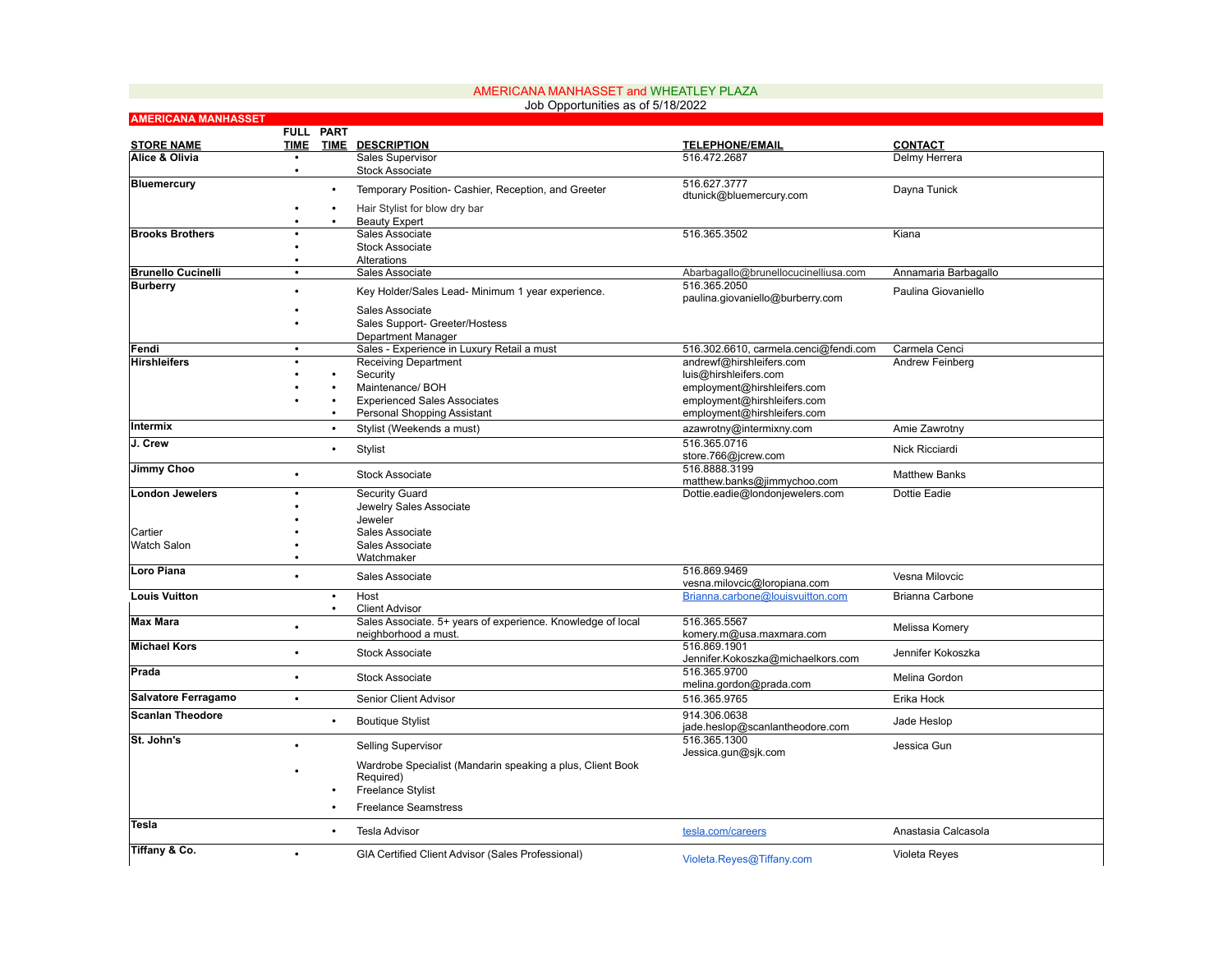# AMERICANA MANHASSET and WHEATLEY PLAZA

Job Opportunities as of 5/18/2022

## AMERICANA MANHASSET

| STORE NAME | FULL TIME | PART TIME | DESCRIPTION | TELEPHONE/EMAIL | CONTACT |
|---|---|---|---|---|---|
| **Alice & Olivia** | • | | Sales Supervisor | 516.472.2687 | Delmy Herrera |
| | • | | Stock Associate | | |
| **Bluemercury** | | • | Temporary Position- Cashier, Reception, and Greeter | 516.627.3777 dtunick@bluemercury.com | Dayna Tunick |
| | • | • | Hair Stylist for blow dry bar | | |
| | • | • | Beauty Expert | | |
| **Brooks Brothers** | • | | Sales Associate | 516.365.3502 | Kiana |
| | • | | Stock Associate | | |
| | • | | Alterations | | |
| **Brunello Cucinelli** | • | | Sales Associate | Abarbagallo@brunellocucinelliusa.com | Annamaria Barbagallo |
| **Burberry** | • | | Key Holder/Sales Lead- Minimum 1 year experience. | 516.365.2050 paulina.giovaniello@burberry.com | Paulina Giovaniello |
| | • | | Sales Associate | | |
| | • | | Sales Support- Greeter/Hostess | | |
| | | | Department Manager | | |
| **Fendi** | • | | Sales - Experience in Luxury Retail a must | 516.302.6610, carmela.cenci@fendi.com | Carmela Cenci |
| **Hirshleifers** | • | | Receiving Department | andrewf@hirshleifers.com | Andrew Feinberg |
| | • | • | Security | luis@hirshleifers.com | |
| | • | • | Maintenance/ BOH | employment@hirshleifers.com | |
| | • | • | Experienced Sales Associates | employment@hirshleifers.com | |
| | | • | Personal Shopping Assistant | employment@hirshleifers.com | |
| **Intermix** | | • | Stylist (Weekends a must) | azawrotny@intermixny.com | Amie Zawrotny |
| **J. Crew** | | • | Stylist | 516.365.0716 store.766@jcrew.com | Nick Ricciardi |
| **Jimmy Choo** | • | | Stock Associate | 516.8888.3199 matthew.banks@jimmychoo.com | Matthew Banks |
| **London Jewelers** | • | | Security Guard | Dottie.eadie@londonjewelers.com | Dottie Eadie |
| | • | | Jewelry Sales Associate | | |
| | • | | Jeweler | | |
| Cartier | • | | Sales Associate | | |
| Watch Salon | • | | Sales Associate | | |
| | • | | Watchmaker | | |
| **Loro Piana** | • | | Sales Associate | 516.869.9469 vesna.milovcic@loropiana.com | Vesna Milovcic |
| **Louis Vuitton** | | • | Host | Brianna.carbone@louisvuitton.com | Brianna Carbone |
| | | • | Client Advisor | | |
| **Max Mara** | • | | Sales Associate. 5+ years of experience. Knowledge of local neighborhood a must. | 516.365.5567 komery.m@usa.maxmara.com | Melissa Komery |
| **Michael Kors** | • | | Stock Associate | 516.869.1901 Jennifer.Kokoszka@michaelkors.com | Jennifer Kokoszka |
| **Prada** | • | | Stock Associate | 516.365.9700 melina.gordon@prada.com | Melina Gordon |
| **Salvatore Ferragamo** | • | | Senior Client Advisor | 516.365.9765 | Erika Hock |
| **Scanlan Theodore** | | • | Boutique Stylist | 914.306.0638 jade.heslop@scanlantheodore.com | Jade Heslop |
| **St. John's** | • | | Selling Supervisor | 516.365.1300 Jessica.gun@sjk.com | Jessica Gun |
| | • | | Wardrobe Specialist (Mandarin speaking a plus, Client Book Required) | | |
| | | • | Freelance Stylist | | |
| | | • | Freelance Seamstress | | |
| **Tesla** | | • | Tesla Advisor | tesla.com/careers | Anastasia Calcasola |
| **Tiffany & Co.** | • | | GIA Certified Client Advisor (Sales Professional) | Violeta.Reyes@Tiffany.com | Violeta Reyes |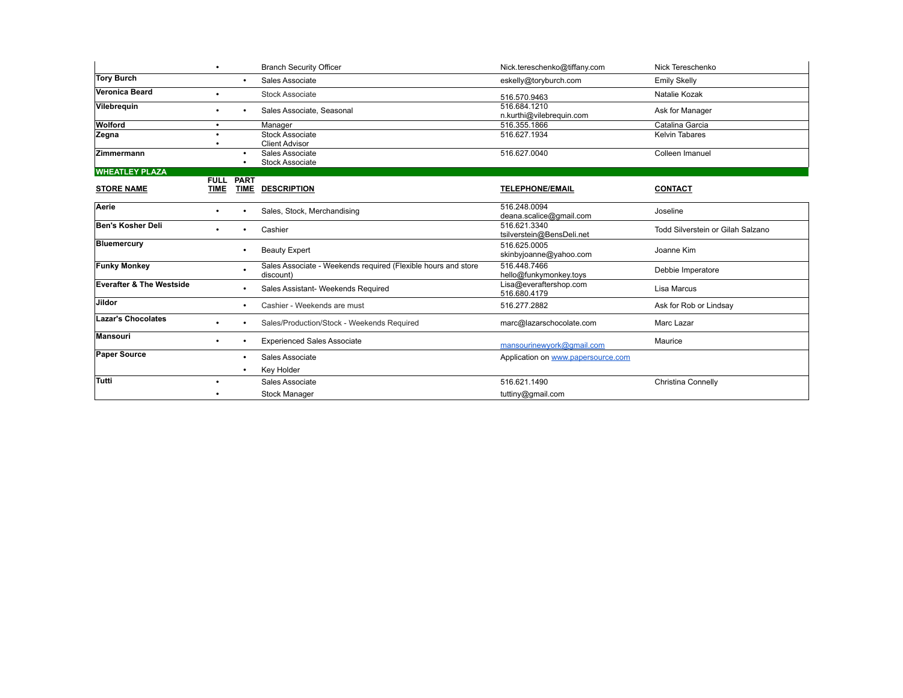| STORE NAME | FULL TIME | PART TIME | DESCRIPTION | TELEPHONE/EMAIL | CONTACT |
|---|---|---|---|---|---|
| | • | | Branch Security Officer | Nick.tereschenko@tiffany.com | Nick Tereschenko |
| **Tory Burch** | | • | Sales Associate | eskelly@toryburch.com | Emily Skelly |
| **Veronica Beard** | • | | Stock Associate | 516.570.9463 | Natalie Kozak |
| **Vilebrequin** | • | • | Sales Associate, Seasonal | 516.684.1210<br>n.kurthi@vilebrequin.com | Ask for Manager |
| **Wolford** | • | | Manager | 516.355.1866 | Catalina Garcia |
| **Zegna** | •<br>• | | Stock Associate<br>Client Advisor | 516.627.1934 | Kelvin Tabares |
| **Zimmermann** | | •<br>• | Sales Associate<br>Stock Associate | 516.627.0040 | Colleen Imanuel |

**WHEATLEY PLAZA**

| STORE NAME | FULL TIME | PART TIME | DESCRIPTION | TELEPHONE/EMAIL | CONTACT |
|---|---|---|---|---|---|
| **Aerie** | • | • | Sales, Stock, Merchandising | 516.248.0094<br>deana.scalice@gmail.com | Joseline |
| **Ben's Kosher Deli** | • | • | Cashier | 516.621.3340<br>tsilverstein@BensDeli.net | Todd Silverstein or Gilah Salzano |
| **Bluemercury** | | • | Beauty Expert | 516.625.0005<br>skinbyjoanne@yahoo.com | Joanne Kim |
| **Funky Monkey** | | • | Sales Associate - Weekends required (Flexible hours and store discount) | 516.448.7466<br>hello@funkymonkey.toys | Debbie Imperatore |
| **Everafter & The Westside** | | • | Sales Assistant- Weekends Required | Lisa@everaftershop.com<br>516.680.4179 | Lisa Marcus |
| **Jildor** | | • | Cashier - Weekends are must | 516.277.2882 | Ask for Rob or Lindsay |
| **Lazar's Chocolates** | • | • | Sales/Production/Stock - Weekends Required | marc@lazarschocolate.com | Marc Lazar |
| **Mansouri** | • | • | Experienced Sales Associate | mansourinewyork@gmail.com | Maurice |
| **Paper Source** | | •<br>• | Sales Associate<br>Key Holder | Application on www.papersource.com | |
| **Tutti** | •<br>• | | Sales Associate<br>Stock Manager | 516.621.1490<br>tuttiny@gmail.com | Christina Connelly |